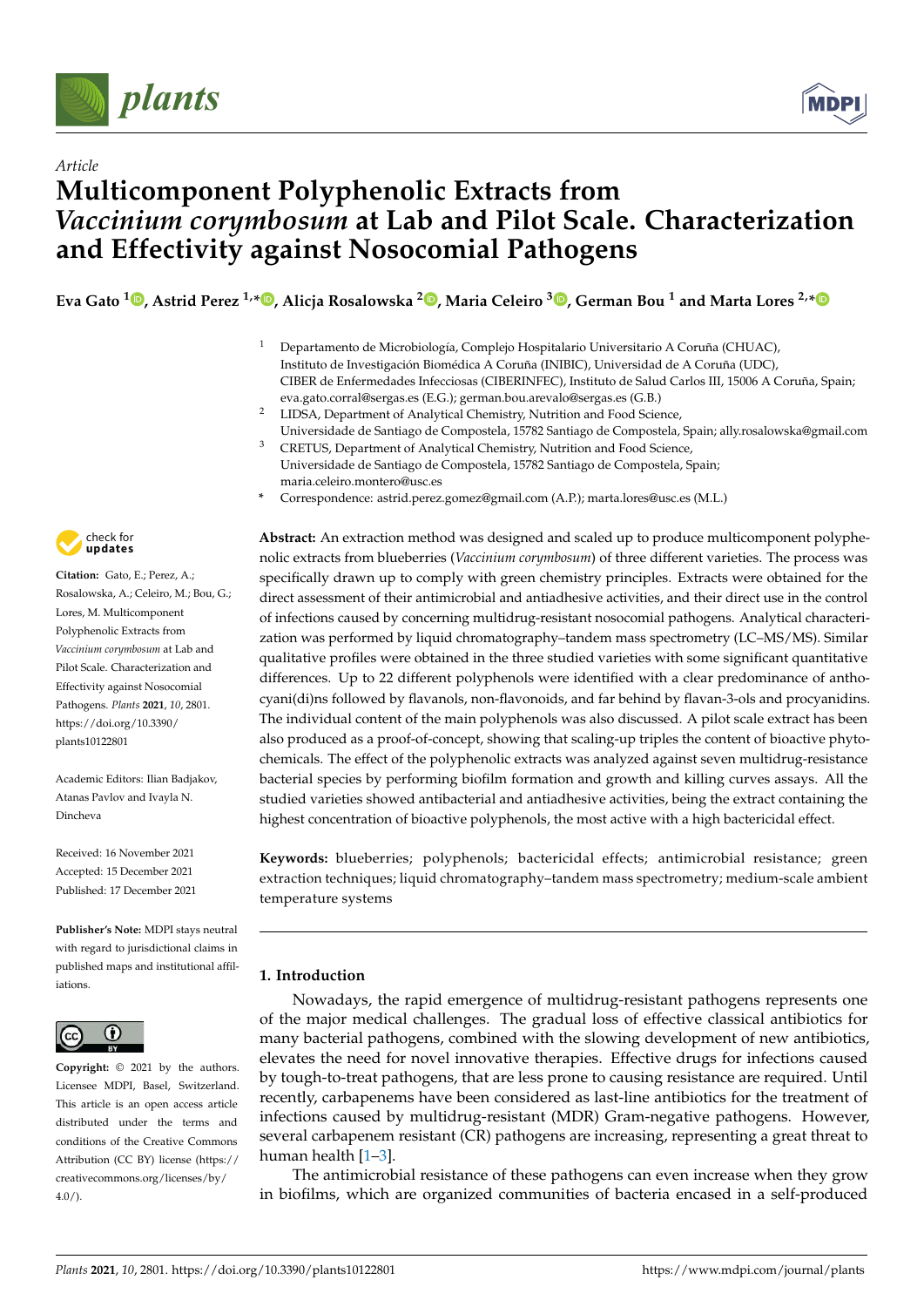*Article*

# Multicomponent Polyphenolic Extracts from *Vaccinium corymbosum* at Lab and Pilot Scale. Characterization and Effectivity against Nosocomial Pathogens

**Eva Gato [1], Astrid Perez [1,*], Alicja Rosalowska [2], Maria Celeiro [3], German Bou [1] and Marta Lores [2,*]**

[1] Departamento de Microbiología, Complejo Hospitalario Universitario A Coruña (CHUAC), Instituto de Investigación Biomédica A Coruña (INIBIC), Universidad de A Coruña (UDC), CIBER de Enfermedades Infecciosas (CIBERINFEC), Instituto de Salud Carlos III, 15006 A Coruña, Spain; eva.gato.corral@sergas.es (E.G.); german.bou.arevalo@sergas.es (G.B.)

[2] LIDSA, Department of Analytical Chemistry, Nutrition and Food Science, Universidade de Santiago de Compostela, 15782 Santiago de Compostela, Spain; ally.rosalowska@gmail.com

[3] CRETUS, Department of Analytical Chemistry, Nutrition and Food Science, Universidade de Santiago de Compostela, 15782 Santiago de Compostela, Spain; maria.celeiro.montero@usc.es

\* Correspondence: astrid.perez.gomez@gmail.com (A.P.); marta.lores@usc.es (M.L.)

**Citation:** Gato, E.; Perez, A.; Rosalowska, A.; Celeiro, M.; Bou, G.; Lores, M. Multicomponent Polyphenolic Extracts from *Vaccinium corymbosum* at Lab and Pilot Scale. Characterization and Effectivity against Nosocomial Pathogens. *Plants* **2021**, *10*, 2801. https://doi.org/10.3390/plants10122801

Academic Editors: Ilian Badjakov, Atanas Pavlov and Ivayla N. Dincheva

Received: 16 November 2021
Accepted: 15 December 2021
Published: 17 December 2021

**Publisher's Note:** MDPI stays neutral with regard to jurisdictional claims in published maps and institutional affiliations.

**Copyright:** © 2021 by the authors. Licensee MDPI, Basel, Switzerland. This article is an open access article distributed under the terms and conditions of the Creative Commons Attribution (CC BY) license (https://creativecommons.org/licenses/by/4.0/).

**Abstract:** An extraction method was designed and scaled up to produce multicomponent polyphenolic extracts from blueberries (*Vaccinium corymbosum*) of three different varieties. The process was specifically drawn up to comply with green chemistry principles. Extracts were obtained for the direct assessment of their antimicrobial and antiadhesive activities, and their direct use in the control of infections caused by concerning multidrug-resistant nosocomial pathogens. Analytical characterization was performed by liquid chromatography–tandem mass spectrometry (LC–MS/MS). Similar qualitative profiles were obtained in the three studied varieties with some significant quantitative differences. Up to 22 different polyphenols were identified with a clear predominance of anthocyani(di)ns followed by flavanols, non-flavonoids, and far behind by flavan-3-ols and procyanidins. The individual content of the main polyphenols was also discussed. A pilot scale extract has been also produced as a proof-of-concept, showing that scaling-up triples the content of bioactive phytochemicals. The effect of the polyphenolic extracts was analyzed against seven multidrug-resistance bacterial species by performing biofilm formation and growth and killing curves assays. All the studied varieties showed antibacterial and antiadhesive activities, being the extract containing the highest concentration of bioactive polyphenols, the most active with a high bactericidal effect.

**Keywords:** blueberries; polyphenols; bactericidal effects; antimicrobial resistance; green extraction techniques; liquid chromatography–tandem mass spectrometry; medium-scale ambient temperature systems

## 1. Introduction

Nowadays, the rapid emergence of multidrug-resistant pathogens represents one of the major medical challenges. The gradual loss of effective classical antibiotics for many bacterial pathogens, combined with the slowing development of new antibiotics, elevates the need for novel innovative therapies. Effective drugs for infections caused by tough-to-treat pathogens, that are less prone to causing resistance are required. Until recently, carbapenems have been considered as last-line antibiotics for the treatment of infections caused by multidrug-resistant (MDR) Gram-negative pathogens. However, several carbapenem resistant (CR) pathogens are increasing, representing a great threat to human health [1–3].

The antimicrobial resistance of these pathogens can even increase when they grow in biofilms, which are organized communities of bacteria encased in a self-produced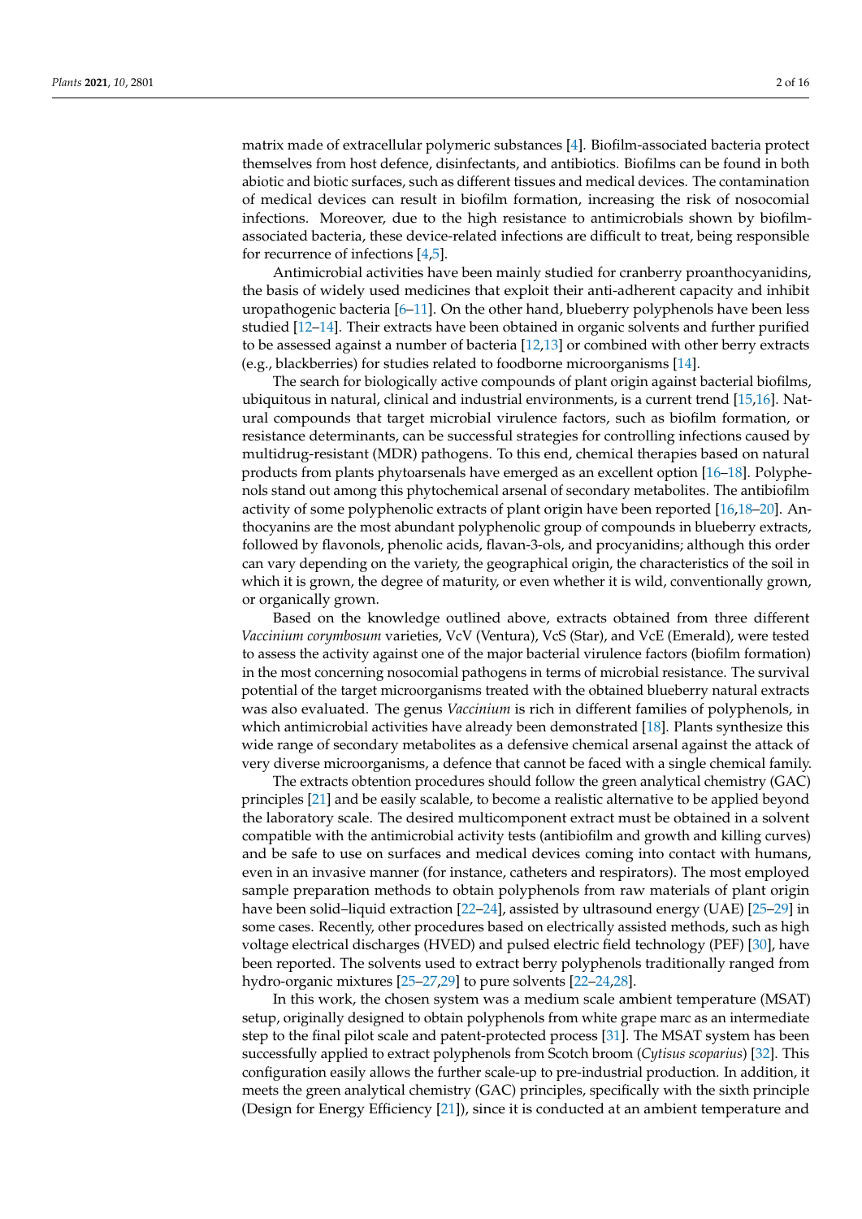matrix made of extracellular polymeric substances [4]. Biofilm-associated bacteria protect themselves from host defence, disinfectants, and antibiotics. Biofilms can be found in both abiotic and biotic surfaces, such as different tissues and medical devices. The contamination of medical devices can result in biofilm formation, increasing the risk of nosocomial infections. Moreover, due to the high resistance to antimicrobials shown by biofilm-associated bacteria, these device-related infections are difficult to treat, being responsible for recurrence of infections [4,5].

Antimicrobial activities have been mainly studied for cranberry proanthocyanidins, the basis of widely used medicines that exploit their anti-adherent capacity and inhibit uropathogenic bacteria [6–11]. On the other hand, blueberry polyphenols have been less studied [12–14]. Their extracts have been obtained in organic solvents and further purified to be assessed against a number of bacteria [12,13] or combined with other berry extracts (e.g., blackberries) for studies related to foodborne microorganisms [14].

The search for biologically active compounds of plant origin against bacterial biofilms, ubiquitous in natural, clinical and industrial environments, is a current trend [15,16]. Natural compounds that target microbial virulence factors, such as biofilm formation, or resistance determinants, can be successful strategies for controlling infections caused by multidrug-resistant (MDR) pathogens. To this end, chemical therapies based on natural products from plants phytoarsenals have emerged as an excellent option [16–18]. Polyphenols stand out among this phytochemical arsenal of secondary metabolites. The antibiofilm activity of some polyphenolic extracts of plant origin have been reported [16,18–20]. Anthocyanins are the most abundant polyphenolic group of compounds in blueberry extracts, followed by flavonols, phenolic acids, flavan-3-ols, and procyanidins; although this order can vary depending on the variety, the geographical origin, the characteristics of the soil in which it is grown, the degree of maturity, or even whether it is wild, conventionally grown, or organically grown.

Based on the knowledge outlined above, extracts obtained from three different *Vaccinium corymbosum* varieties, VcV (Ventura), VcS (Star), and VcE (Emerald), were tested to assess the activity against one of the major bacterial virulence factors (biofilm formation) in the most concerning nosocomial pathogens in terms of microbial resistance. The survival potential of the target microorganisms treated with the obtained blueberry natural extracts was also evaluated. The genus *Vaccinium* is rich in different families of polyphenols, in which antimicrobial activities have already been demonstrated [18]. Plants synthesize this wide range of secondary metabolites as a defensive chemical arsenal against the attack of very diverse microorganisms, a defence that cannot be faced with a single chemical family.

The extracts obtention procedures should follow the green analytical chemistry (GAC) principles [21] and be easily scalable, to become a realistic alternative to be applied beyond the laboratory scale. The desired multicomponent extract must be obtained in a solvent compatible with the antimicrobial activity tests (antibiofilm and growth and killing curves) and be safe to use on surfaces and medical devices coming into contact with humans, even in an invasive manner (for instance, catheters and respirators). The most employed sample preparation methods to obtain polyphenols from raw materials of plant origin have been solid–liquid extraction [22–24], assisted by ultrasound energy (UAE) [25–29] in some cases. Recently, other procedures based on electrically assisted methods, such as high voltage electrical discharges (HVED) and pulsed electric field technology (PEF) [30], have been reported. The solvents used to extract berry polyphenols traditionally ranged from hydro-organic mixtures [25–27,29] to pure solvents [22–24,28].

In this work, the chosen system was a medium scale ambient temperature (MSAT) setup, originally designed to obtain polyphenols from white grape marc as an intermediate step to the final pilot scale and patent-protected process [31]. The MSAT system has been successfully applied to extract polyphenols from Scotch broom (*Cytisus scoparius*) [32]. This configuration easily allows the further scale-up to pre-industrial production. In addition, it meets the green analytical chemistry (GAC) principles, specifically with the sixth principle (Design for Energy Efficiency [21]), since it is conducted at an ambient temperature and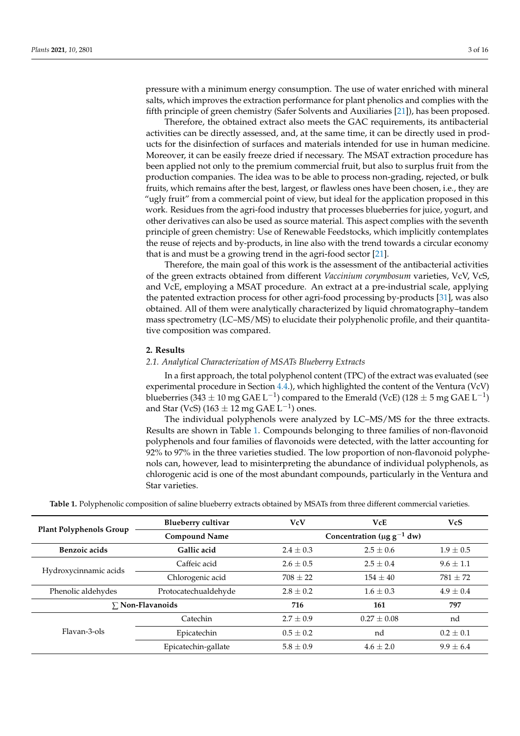pressure with a minimum energy consumption. The use of water enriched with mineral salts, which improves the extraction performance for plant phenolics and complies with the fifth principle of green chemistry (Safer Solvents and Auxiliaries [21]), has been proposed.

Therefore, the obtained extract also meets the GAC requirements, its antibacterial activities can be directly assessed, and, at the same time, it can be directly used in products for the disinfection of surfaces and materials intended for use in human medicine. Moreover, it can be easily freeze dried if necessary. The MSAT extraction procedure has been applied not only to the premium commercial fruit, but also to surplus fruit from the production companies. The idea was to be able to process non-grading, rejected, or bulk fruits, which remains after the best, largest, or flawless ones have been chosen, i.e., they are "ugly fruit" from a commercial point of view, but ideal for the application proposed in this work. Residues from the agri-food industry that processes blueberries for juice, yogurt, and other derivatives can also be used as source material. This aspect complies with the seventh principle of green chemistry: Use of Renewable Feedstocks, which implicitly contemplates the reuse of rejects and by-products, in line also with the trend towards a circular economy that is and must be a growing trend in the agri-food sector [21].

Therefore, the main goal of this work is the assessment of the antibacterial activities of the green extracts obtained from different *Vaccinium corymbosum* varieties, VcV, VcS, and VcE, employing a MSAT procedure. An extract at a pre-industrial scale, applying the patented extraction process for other agri-food processing by-products [31], was also obtained. All of them were analytically characterized by liquid chromatography–tandem mass spectrometry (LC–MS/MS) to elucidate their polyphenolic profile, and their quantitative composition was compared.

## 2. Results

### *2.1. Analytical Characterization of MSATs Blueberry Extracts*

In a first approach, the total polyphenol content (TPC) of the extract was evaluated (see experimental procedure in Section 4.4.), which highlighted the content of the Ventura (VcV) blueberries (343 ± 10 mg GAE $L^{-1}$) compared to the Emerald (VcE) (128 ± 5 mg GAE $L^{-1}$) and Star (VcS) (163 ± 12 mg GAE $L^{-1}$) ones.

The individual polyphenols were analyzed by LC–MS/MS for the three extracts. Results are shown in Table 1. Compounds belonging to three families of non-flavonoid polyphenols and four families of flavonoids were detected, with the latter accounting for 92% to 97% in the three varieties studied. The low proportion of non-flavonoid polyphenols can, however, lead to misinterpreting the abundance of individual polyphenols, as chlorogenic acid is one of the most abundant compounds, particularly in the Ventura and Star varieties.

**Table 1.** Polyphenolic composition of saline blueberry extracts obtained by MSATs from three different commercial varieties.

| Plant Polyphenols Group | Blueberry cultivar | VcV | VcE | VcS |
|---|---|---|---|---|
| | **Compound Name** | Concentration (μg $g^{-1}$ dw) | | |
| **Benzoic acids** | **Gallic acid** | 2.4 ± 0.3 | 2.5 ± 0.6 | 1.9 ± 0.5 |
| Hydroxycinnamic acids | Caffeic acid | 2.6 ± 0.5 | 2.5 ± 0.4 | 9.6 ± 1.1 |
| | Chlorogenic acid | 708 ± 22 | 154 ± 40 | 781 ± 72 |
| Phenolic aldehydes | Protocatechualdehyde | 2.8 ± 0.2 | 1.6 ± 0.3 | 4.9 ± 0.4 |
| **∑ Non-Flavanoids** | | **716** | **161** | **797** |
| Flavan-3-ols | Catechin | 2.7 ± 0.9 | 0.27 ± 0.08 | nd |
| | Epicatechin | 0.5 ± 0.2 | nd | 0.2 ± 0.1 |
| | Epicatechin-gallate | 5.8 ± 0.9 | 4.6 ± 2.0 | 9.9 ± 6.4 |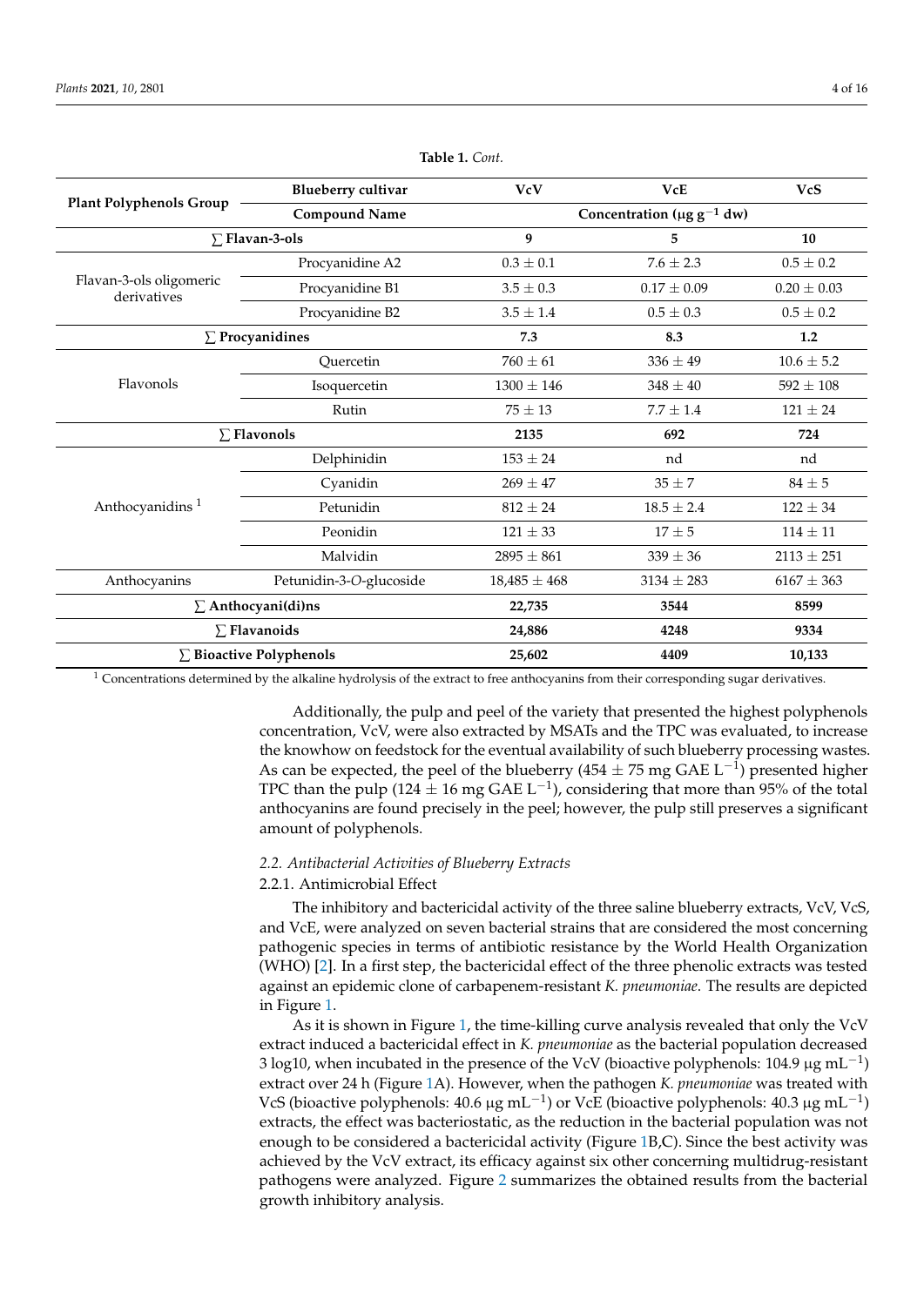**Table 1.** *Cont.*

| Plant Polyphenols Group | Blueberry cultivar | VcV | VcE | VcS |
|---|---|---|---|---|
| | **Compound Name** | **Concentration (μg g$^{-1}$ dw)** | | |
| **∑ Flavan-3-ols** | | **9** | **5** | **10** |
| Flavan-3-ols oligomeric derivatives | Procyanidine A2 | 0.3 ± 0.1 | 7.6 ± 2.3 | 0.5 ± 0.2 |
| | Procyanidine B1 | 3.5 ± 0.3 | 0.17 ± 0.09 | 0.20 ± 0.03 |
| | Procyanidine B2 | 3.5 ± 1.4 | 0.5 ± 0.3 | 0.5 ± 0.2 |
| **∑ Procyanidines** | | **7.3** | **8.3** | **1.2** |
| Flavonols | Quercetin | 760 ± 61 | 336 ± 49 | 10.6 ± 5.2 |
| | Isoquercetin | 1300 ± 146 | 348 ± 40 | 592 ± 108 |
| | Rutin | 75 ± 13 | 7.7 ± 1.4 | 121 ± 24 |
| **∑ Flavonols** | | **2135** | **692** | **724** |
| Anthocyanidins [1] | Delphinidin | 153 ± 24 | nd | nd |
| | Cyanidin | 269 ± 47 | 35 ± 7 | 84 ± 5 |
| | Petunidin | 812 ± 24 | 18.5 ± 2.4 | 122 ± 34 |
| | Peonidin | 121 ± 33 | 17 ± 5 | 114 ± 11 |
| | Malvidin | 2895 ± 861 | 339 ± 36 | 2113 ± 251 |
| Anthocyanins | Petunidin-3-*O*-glucoside | 18,485 ± 468 | 3134 ± 283 | 6167 ± 363 |
| **∑ Anthocyani(di)ns** | | **22,735** | **3544** | **8599** |
| **∑ Flavanoids** | | **24,886** | **4248** | **9334** |
| **∑ Bioactive Polyphenols** | | **25,602** | **4409** | **10,133** |

[1] Concentrations determined by the alkaline hydrolysis of the extract to free anthocyanins from their corresponding sugar derivatives.

Additionally, the pulp and peel of the variety that presented the highest polyphenols concentration, VcV, were also extracted by MSATs and the TPC was evaluated, to increase the knowhow on feedstock for the eventual availability of such blueberry processing wastes. As can be expected, the peel of the blueberry (454 ± 75 mg GAE L$^{-1}$) presented higher TPC than the pulp (124 ± 16 mg GAE L$^{-1}$), considering that more than 95% of the total anthocyanins are found precisely in the peel; however, the pulp still preserves a significant amount of polyphenols.

### 2.2. Antibacterial Activities of Blueberry Extracts

#### 2.2.1. Antimicrobial Effect

The inhibitory and bactericidal activity of the three saline blueberry extracts, VcV, VcS, and VcE, were analyzed on seven bacterial strains that are considered the most concerning pathogenic species in terms of antibiotic resistance by the World Health Organization (WHO) [2]. In a first step, the bactericidal effect of the three phenolic extracts was tested against an epidemic clone of carbapenem-resistant *K. pneumoniae*. The results are depicted in Figure 1.

As it is shown in Figure 1, the time-killing curve analysis revealed that only the VcV extract induced a bactericidal effect in *K. pneumoniae* as the bacterial population decreased 3 log10, when incubated in the presence of the VcV (bioactive polyphenols: 104.9 μg mL$^{-1}$) extract over 24 h (Figure 1A). However, when the pathogen *K. pneumoniae* was treated with VcS (bioactive polyphenols: 40.6 μg mL$^{-1}$) or VcE (bioactive polyphenols: 40.3 μg mL$^{-1}$) extracts, the effect was bacteriostatic, as the reduction in the bacterial population was not enough to be considered a bactericidal activity (Figure 1B,C). Since the best activity was achieved by the VcV extract, its efficacy against six other concerning multidrug-resistant pathogens were analyzed. Figure 2 summarizes the obtained results from the bacterial growth inhibitory analysis.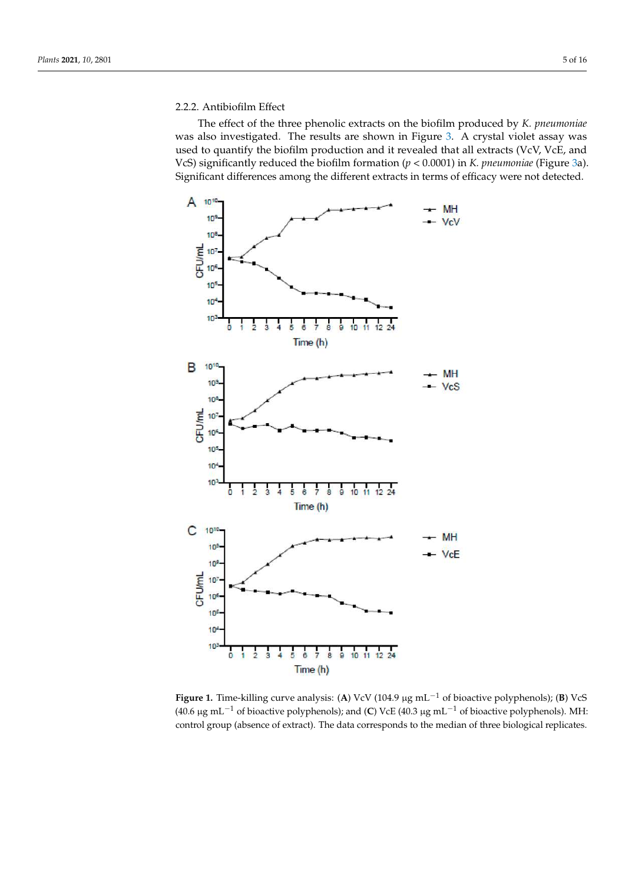### 2.2.2. Antibiofilm Effect

The effect of the three phenolic extracts on the biofilm produced by *K. pneumoniae* was also investigated. The results are shown in Figure 3. A crystal violet assay was used to quantify the biofilm production and it revealed that all extracts (VcV, VcE, and VcS) significantly reduced the biofilm formation ($p < 0.0001$) in *K. pneumoniae* (Figure 3a). Significant differences among the different extracts in terms of efficacy were not detected.

**Figure 1.** Time-killing curve analysis: (**A**) VcV (104.9 µg $mL^{-1}$ of bioactive polyphenols); (**B**) VcS (40.6 µg $mL^{-1}$ of bioactive polyphenols); and (**C**) VcE (40.3 µg $mL^{-1}$ of bioactive polyphenols). MH: control group (absence of extract). The data corresponds to the median of three biological replicates.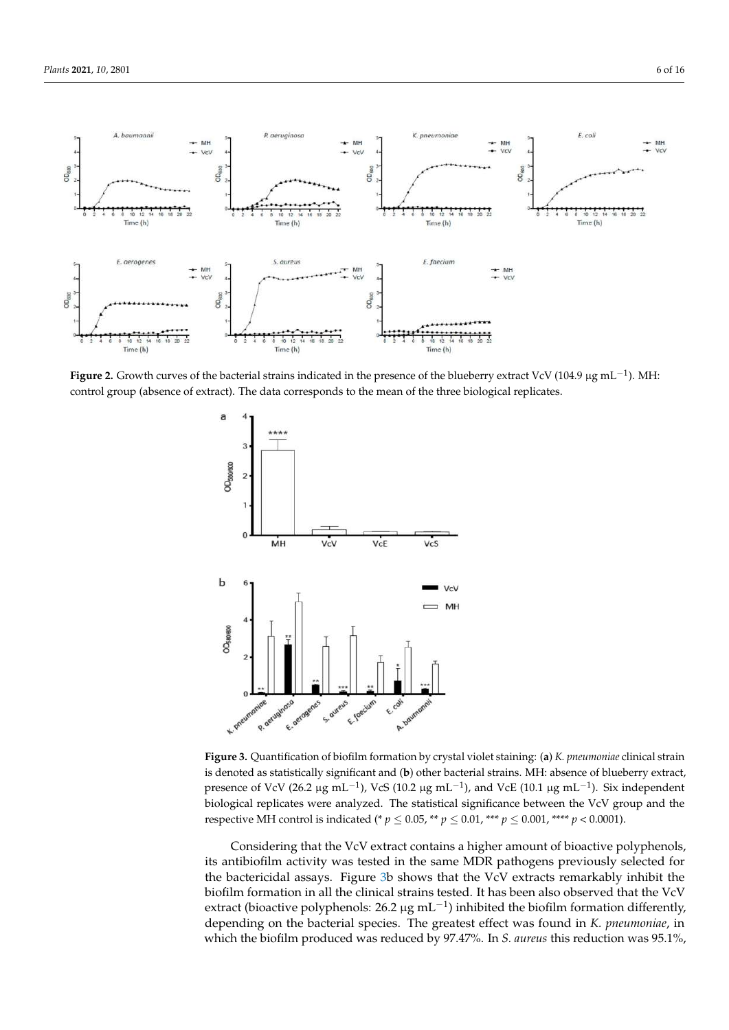**Figure 2.** Growth curves of the bacterial strains indicated in the presence of the blueberry extract VcV (104.9 μg $mL^{-1}$). MH: control group (absence of extract). The data corresponds to the mean of the three biological replicates.

**Figure 3.** Quantification of biofilm formation by crystal violet staining: (**a**) *K. pneumoniae* clinical strain is denoted as statistically significant and (**b**) other bacterial strains. MH: absence of blueberry extract, presence of VcV (26.2 μg $mL^{-1}$), VcS (10.2 μg $mL^{-1}$), and VcE (10.1 μg $mL^{-1}$). Six independent biological replicates were analyzed. The statistical significance between the VcV group and the respective MH control is indicated (* $p \leq 0.05$, ** $p \leq 0.01$, *** $p \leq 0.001$, **** $p < 0.0001$).

Considering that the VcV extract contains a higher amount of bioactive polyphenols, its antibiofilm activity was tested in the same MDR pathogens previously selected for the bactericidal assays. Figure 3b shows that the VcV extracts remarkably inhibit the biofilm formation in all the clinical strains tested. It has been also observed that the VcV extract (bioactive polyphenols: 26.2 μg $mL^{-1}$) inhibited the biofilm formation differently, depending on the bacterial species. The greatest effect was found in *K. pneumoniae*, in which the biofilm produced was reduced by 97.47%. In *S. aureus* this reduction was 95.1%,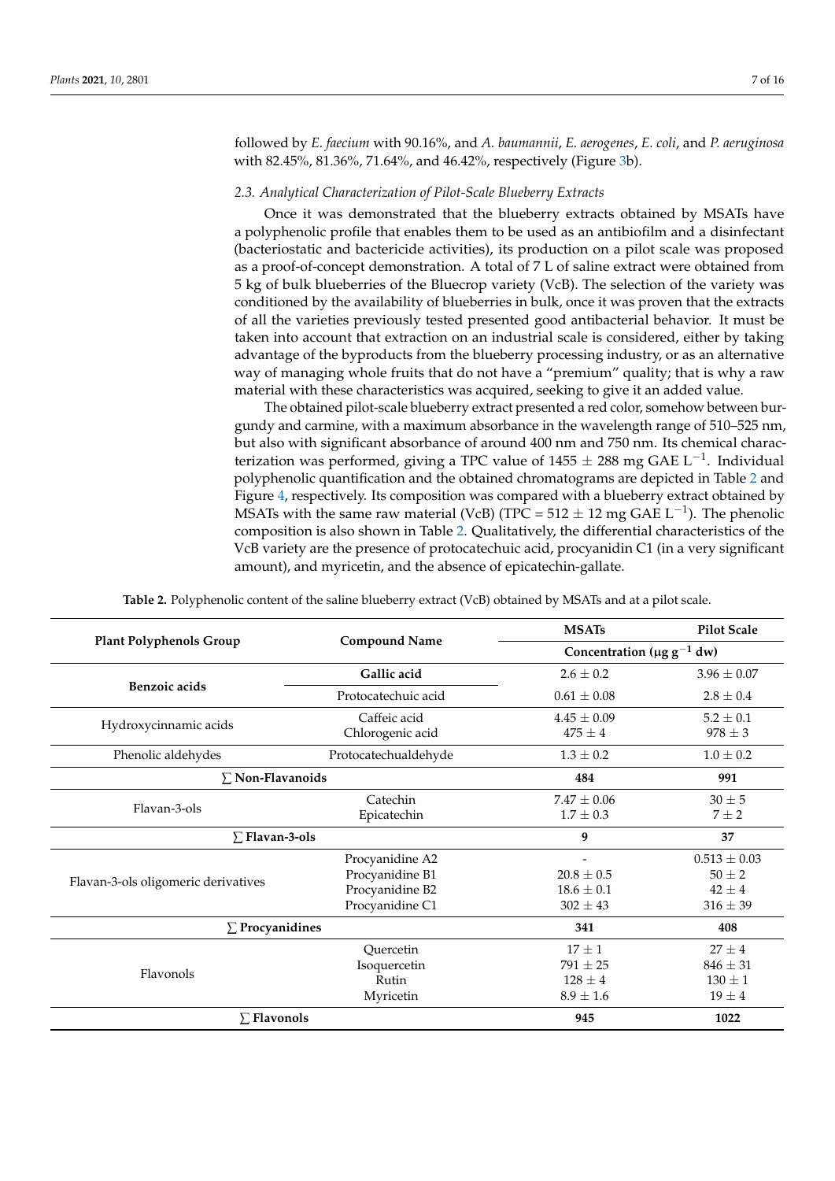followed by *E. faecium* with 90.16%, and *A. baumannii*, *E. aerogenes*, *E. coli*, and *P. aeruginosa* with 82.45%, 81.36%, 71.64%, and 46.42%, respectively (Figure 3b).

### 2.3. Analytical Characterization of Pilot-Scale Blueberry Extracts

Once it was demonstrated that the blueberry extracts obtained by MSATs have a polyphenolic profile that enables them to be used as an antibiofilm and a disinfectant (bacteriostatic and bactericide activities), its production on a pilot scale was proposed as a proof-of-concept demonstration. A total of 7 L of saline extract were obtained from 5 kg of bulk blueberries of the Bluecrop variety (VcB). The selection of the variety was conditioned by the availability of blueberries in bulk, once it was proven that the extracts of all the varieties previously tested presented good antibacterial behavior. It must be taken into account that extraction on an industrial scale is considered, either by taking advantage of the byproducts from the blueberry processing industry, or as an alternative way of managing whole fruits that do not have a "premium" quality; that is why a raw material with these characteristics was acquired, seeking to give it an added value.

The obtained pilot-scale blueberry extract presented a red color, somehow between burgundy and carmine, with a maximum absorbance in the wavelength range of 510–525 nm, but also with significant absorbance of around 400 nm and 750 nm. Its chemical characterization was performed, giving a TPC value of 1455 ± 288 mg GAE $L^{-1}$. Individual polyphenolic quantification and the obtained chromatograms are depicted in Table 2 and Figure 4, respectively. Its composition was compared with a blueberry extract obtained by MSATs with the same raw material (VcB) (TPC = 512 ± 12 mg GAE $L^{-1}$). The phenolic composition is also shown in Table 2. Qualitatively, the differential characteristics of the VcB variety are the presence of protocatechuic acid, procyanidin C1 (in a very significant amount), and myricetin, and the absence of epicatechin-gallate.

**Table 2.** Polyphenolic content of the saline blueberry extract (VcB) obtained by MSATs and at a pilot scale.

| Plant Polyphenols Group | Compound Name | MSATs | Pilot Scale |
|---|---|---|---|
| | | Concentration (μg $g^{-1}$ dw) | |
| **Benzoic acids** | **Gallic acid** | 2.6 ± 0.2 | 3.96 ± 0.07 |
| | Protocatechuic acid | 0.61 ± 0.08 | 2.8 ± 0.4 |
| Hydroxycinnamic acids | Caffeic acid | 4.45 ± 0.09 | 5.2 ± 0.1 |
| | Chlorogenic acid | 475 ± 4 | 978 ± 3 |
| Phenolic aldehydes | Protocatechualdehyde | 1.3 ± 0.2 | 1.0 ± 0.2 |
| **∑ Non-Flavanoids** | | **484** | **991** |
| Flavan-3-ols | Catechin | 7.47 ± 0.06 | 30 ± 5 |
| | Epicatechin | 1.7 ± 0.3 | 7 ± 2 |
| **∑ Flavan-3-ols** | | **9** | **37** |
| Flavan-3-ols oligomeric derivatives | Procyanidine A2 | - | 0.513 ± 0.03 |
| | Procyanidine B1 | 20.8 ± 0.5 | 50 ± 2 |
| | Procyanidine B2 | 18.6 ± 0.1 | 42 ± 4 |
| | Procyanidine C1 | 302 ± 43 | 316 ± 39 |
| **∑ Procyanidines** | | **341** | **408** |
| Flavonols | Quercetin | 17 ± 1 | 27 ± 4 |
| | Isoquercetin | 791 ± 25 | 846 ± 31 |
| | Rutin | 128 ± 4 | 130 ± 1 |
| | Myricetin | 8.9 ± 1.6 | 19 ± 4 |
| **∑ Flavonols** | | **945** | **1022** |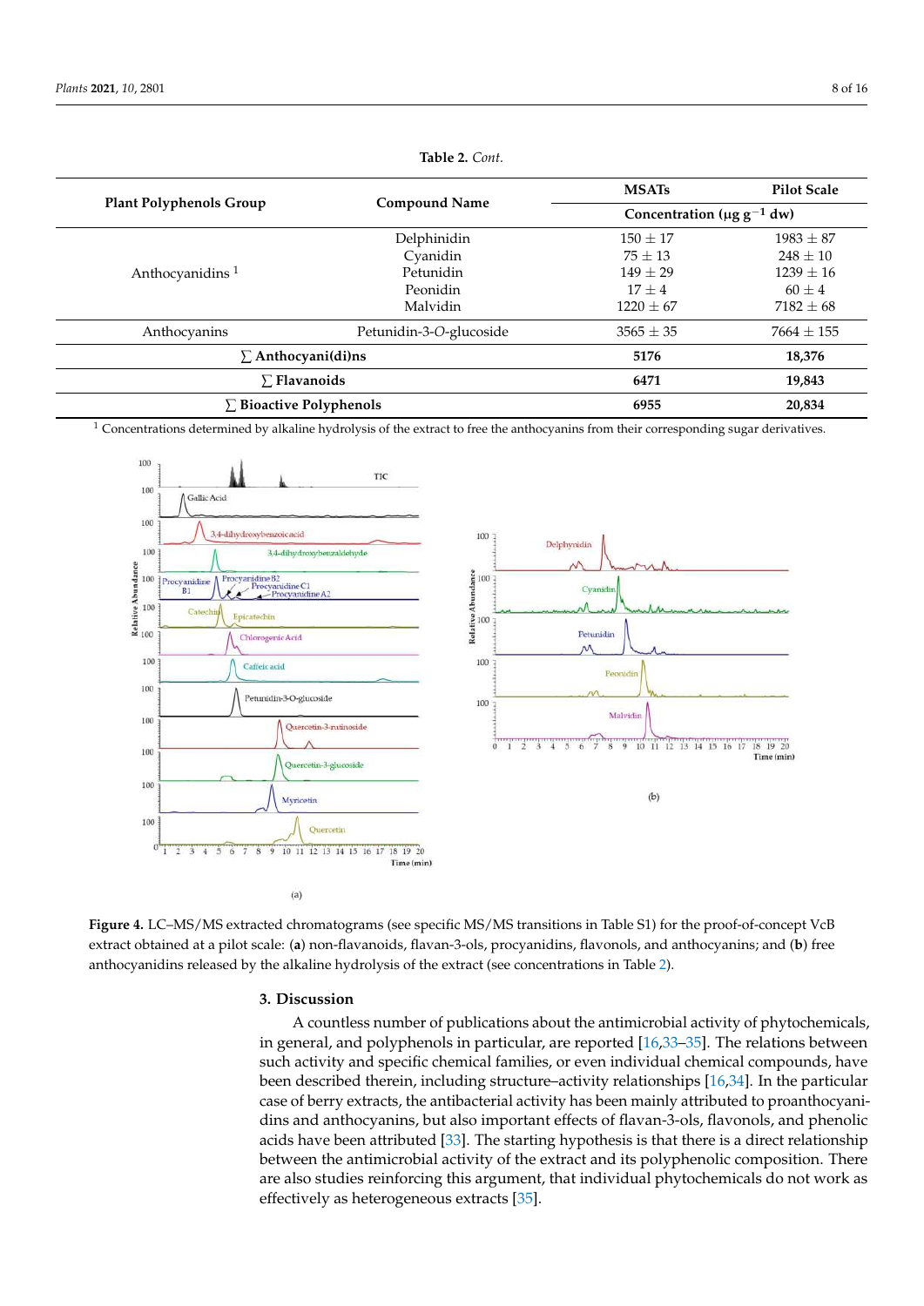**Table 2.** *Cont.*

| Plant Polyphenols Group | Compound Name | MSATs | Pilot Scale |
|---|---|---|---|
| | | Concentration (μg g$^{-1}$ dw) | |
| Anthocyanidins [1] | Delphinidin | 150 ± 17 | 1983 ± 87 |
| | Cyanidin | 75 ± 13 | 248 ± 10 |
| | Petunidin | 149 ± 29 | 1239 ± 16 |
| | Peonidin | 17 ± 4 | 60 ± 4 |
| | Malvidin | 1220 ± 67 | 7182 ± 68 |
| Anthocyanins | Petunidin-3-*O*-glucoside | 3565 ± 35 | 7664 ± 155 |
| **∑ Anthocyani(di)ns** | | **5176** | **18,376** |
| **∑ Flavanoids** | | **6471** | **19,843** |
| **∑ Bioactive Polyphenols** | | **6955** | **20,834** |

[1] Concentrations determined by alkaline hydrolysis of the extract to free the anthocyanins from their corresponding sugar derivatives.

**Figure 4.** LC–MS/MS extracted chromatograms (see specific MS/MS transitions in Table S1) for the proof-of-concept VcB extract obtained at a pilot scale: (**a**) non-flavanoids, flavan-3-ols, procyanidins, flavonols, and anthocyanins; and (**b**) free anthocyanidins released by the alkaline hydrolysis of the extract (see concentrations in Table 2).

## 3. Discussion

A countless number of publications about the antimicrobial activity of phytochemicals, in general, and polyphenols in particular, are reported [16,33–35]. The relations between such activity and specific chemical families, or even individual chemical compounds, have been described therein, including structure–activity relationships [16,34]. In the particular case of berry extracts, the antibacterial activity has been mainly attributed to proanthocyanidins and anthocyanins, but also important effects of flavan-3-ols, flavonols, and phenolic acids have been attributed [33]. The starting hypothesis is that there is a direct relationship between the antimicrobial activity of the extract and its polyphenolic composition. There are also studies reinforcing this argument, that individual phytochemicals do not work as effectively as heterogeneous extracts [35].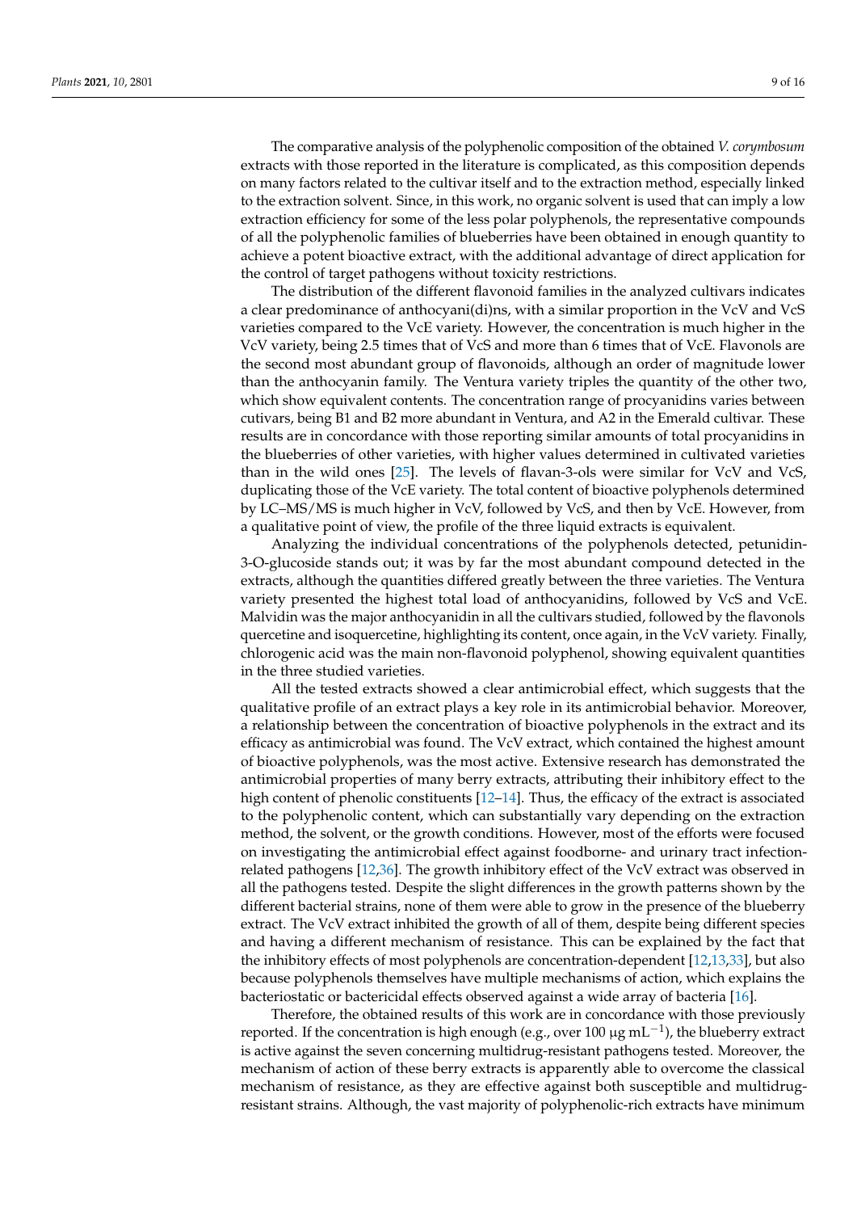The comparative analysis of the polyphenolic composition of the obtained *V. corymbosum* extracts with those reported in the literature is complicated, as this composition depends on many factors related to the cultivar itself and to the extraction method, especially linked to the extraction solvent. Since, in this work, no organic solvent is used that can imply a low extraction efficiency for some of the less polar polyphenols, the representative compounds of all the polyphenolic families of blueberries have been obtained in enough quantity to achieve a potent bioactive extract, with the additional advantage of direct application for the control of target pathogens without toxicity restrictions.

The distribution of the different flavonoid families in the analyzed cultivars indicates a clear predominance of anthocyani(di)ns, with a similar proportion in the VcV and VcS varieties compared to the VcE variety. However, the concentration is much higher in the VcV variety, being 2.5 times that of VcS and more than 6 times that of VcE. Flavonols are the second most abundant group of flavonoids, although an order of magnitude lower than the anthocyanin family. The Ventura variety triples the quantity of the other two, which show equivalent contents. The concentration range of procyanidins varies between cutivars, being B1 and B2 more abundant in Ventura, and A2 in the Emerald cultivar. These results are in concordance with those reporting similar amounts of total procyanidins in the blueberries of other varieties, with higher values determined in cultivated varieties than in the wild ones [25]. The levels of flavan-3-ols were similar for VcV and VcS, duplicating those of the VcE variety. The total content of bioactive polyphenols determined by LC–MS/MS is much higher in VcV, followed by VcS, and then by VcE. However, from a qualitative point of view, the profile of the three liquid extracts is equivalent.

Analyzing the individual concentrations of the polyphenols detected, petunidin-3-O-glucoside stands out; it was by far the most abundant compound detected in the extracts, although the quantities differed greatly between the three varieties. The Ventura variety presented the highest total load of anthocyanidins, followed by VcS and VcE. Malvidin was the major anthocyanidin in all the cultivars studied, followed by the flavonols quercetine and isoquercetine, highlighting its content, once again, in the VcV variety. Finally, chlorogenic acid was the main non-flavonoid polyphenol, showing equivalent quantities in the three studied varieties.

All the tested extracts showed a clear antimicrobial effect, which suggests that the qualitative profile of an extract plays a key role in its antimicrobial behavior. Moreover, a relationship between the concentration of bioactive polyphenols in the extract and its efficacy as antimicrobial was found. The VcV extract, which contained the highest amount of bioactive polyphenols, was the most active. Extensive research has demonstrated the antimicrobial properties of many berry extracts, attributing their inhibitory effect to the high content of phenolic constituents [12–14]. Thus, the efficacy of the extract is associated to the polyphenolic content, which can substantially vary depending on the extraction method, the solvent, or the growth conditions. However, most of the efforts were focused on investigating the antimicrobial effect against foodborne- and urinary tract infection-related pathogens [12,36]. The growth inhibitory effect of the VcV extract was observed in all the pathogens tested. Despite the slight differences in the growth patterns shown by the different bacterial strains, none of them were able to grow in the presence of the blueberry extract. The VcV extract inhibited the growth of all of them, despite being different species and having a different mechanism of resistance. This can be explained by the fact that the inhibitory effects of most polyphenols are concentration-dependent [12,13,33], but also because polyphenols themselves have multiple mechanisms of action, which explains the bacteriostatic or bactericidal effects observed against a wide array of bacteria [16].

Therefore, the obtained results of this work are in concordance with those previously reported. If the concentration is high enough (e.g., over 100 $\mu g\ mL^{-1}$), the blueberry extract is active against the seven concerning multidrug-resistant pathogens tested. Moreover, the mechanism of action of these berry extracts is apparently able to overcome the classical mechanism of resistance, as they are effective against both susceptible and multidrug-resistant strains. Although, the vast majority of polyphenolic-rich extracts have minimum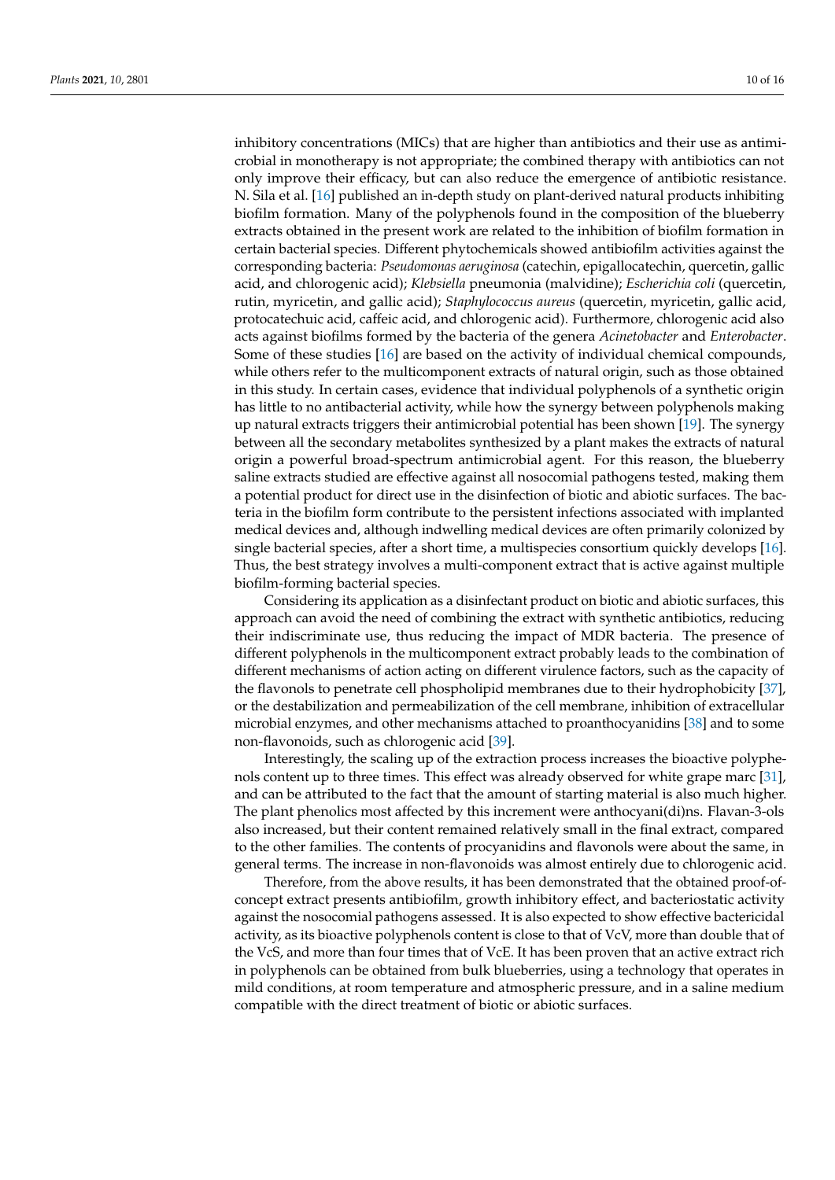inhibitory concentrations (MICs) that are higher than antibiotics and their use as antimicrobial in monotherapy is not appropriate; the combined therapy with antibiotics can not only improve their efficacy, but can also reduce the emergence of antibiotic resistance. N. Sila et al. [16] published an in-depth study on plant-derived natural products inhibiting biofilm formation. Many of the polyphenols found in the composition of the blueberry extracts obtained in the present work are related to the inhibition of biofilm formation in certain bacterial species. Different phytochemicals showed antibiofilm activities against the corresponding bacteria: *Pseudomonas aeruginosa* (catechin, epigallocatechin, quercetin, gallic acid, and chlorogenic acid); *Klebsiella* pneumonia (malvidine); *Escherichia coli* (quercetin, rutin, myricetin, and gallic acid); *Staphylococcus aureus* (quercetin, myricetin, gallic acid, protocatechuic acid, caffeic acid, and chlorogenic acid). Furthermore, chlorogenic acid also acts against biofilms formed by the bacteria of the genera *Acinetobacter* and *Enterobacter*. Some of these studies [16] are based on the activity of individual chemical compounds, while others refer to the multicomponent extracts of natural origin, such as those obtained in this study. In certain cases, evidence that individual polyphenols of a synthetic origin has little to no antibacterial activity, while how the synergy between polyphenols making up natural extracts triggers their antimicrobial potential has been shown [19]. The synergy between all the secondary metabolites synthesized by a plant makes the extracts of natural origin a powerful broad-spectrum antimicrobial agent. For this reason, the blueberry saline extracts studied are effective against all nosocomial pathogens tested, making them a potential product for direct use in the disinfection of biotic and abiotic surfaces. The bacteria in the biofilm form contribute to the persistent infections associated with implanted medical devices and, although indwelling medical devices are often primarily colonized by single bacterial species, after a short time, a multispecies consortium quickly develops [16]. Thus, the best strategy involves a multi-component extract that is active against multiple biofilm-forming bacterial species.

Considering its application as a disinfectant product on biotic and abiotic surfaces, this approach can avoid the need of combining the extract with synthetic antibiotics, reducing their indiscriminate use, thus reducing the impact of MDR bacteria. The presence of different polyphenols in the multicomponent extract probably leads to the combination of different mechanisms of action acting on different virulence factors, such as the capacity of the flavonols to penetrate cell phospholipid membranes due to their hydrophobicity [37], or the destabilization and permeabilization of the cell membrane, inhibition of extracellular microbial enzymes, and other mechanisms attached to proanthocyanidins [38] and to some non-flavonoids, such as chlorogenic acid [39].

Interestingly, the scaling up of the extraction process increases the bioactive polyphenols content up to three times. This effect was already observed for white grape marc [31], and can be attributed to the fact that the amount of starting material is also much higher. The plant phenolics most affected by this increment were anthocyani(di)ns. Flavan-3-ols also increased, but their content remained relatively small in the final extract, compared to the other families. The contents of procyanidins and flavonols were about the same, in general terms. The increase in non-flavonoids was almost entirely due to chlorogenic acid.

Therefore, from the above results, it has been demonstrated that the obtained proof-of-concept extract presents antibiofilm, growth inhibitory effect, and bacteriostatic activity against the nosocomial pathogens assessed. It is also expected to show effective bactericidal activity, as its bioactive polyphenols content is close to that of VcV, more than double that of the VcS, and more than four times that of VcE. It has been proven that an active extract rich in polyphenols can be obtained from bulk blueberries, using a technology that operates in mild conditions, at room temperature and atmospheric pressure, and in a saline medium compatible with the direct treatment of biotic or abiotic surfaces.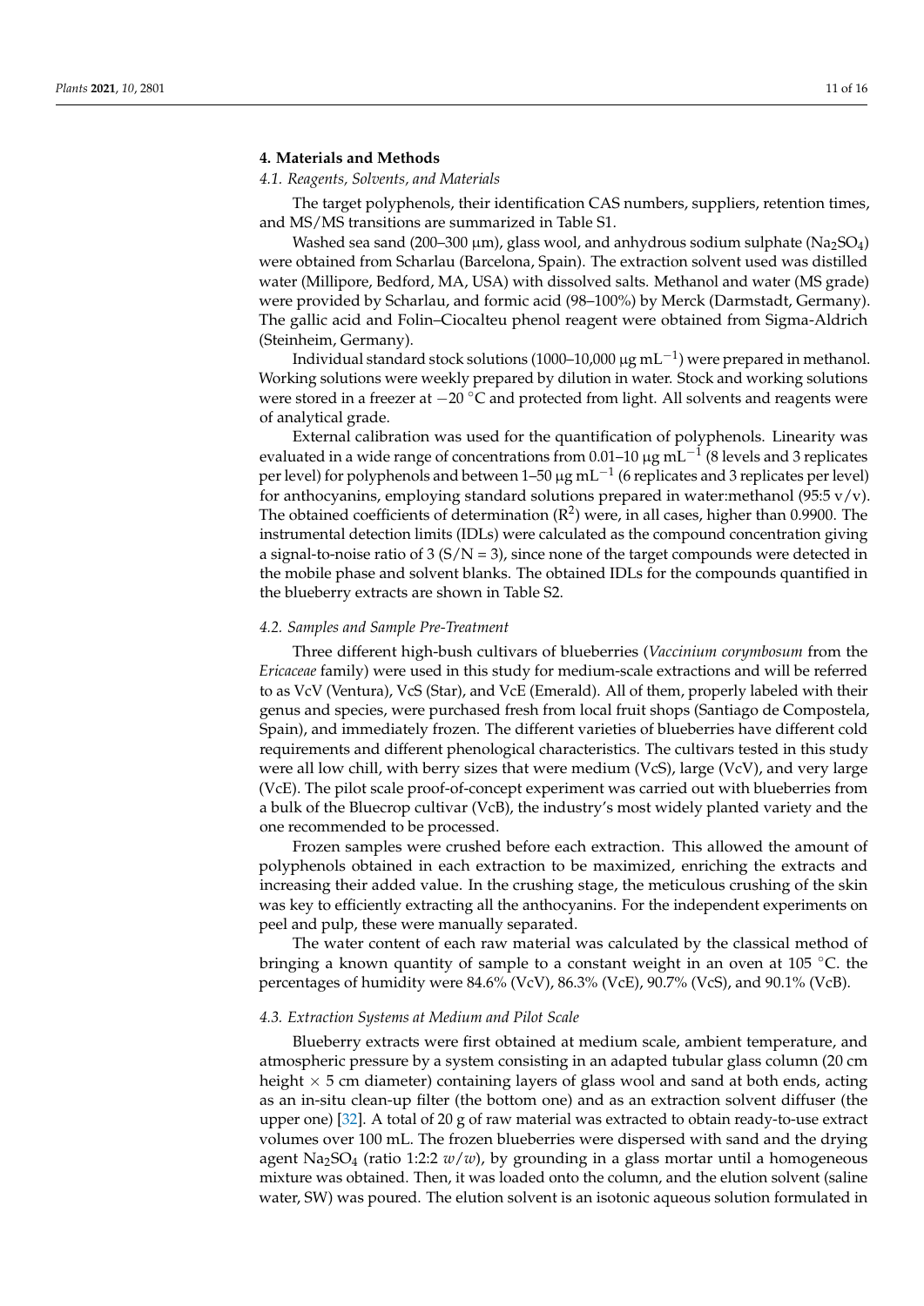## 4. Materials and Methods

### 4.1. Reagents, Solvents, and Materials

The target polyphenols, their identification CAS numbers, suppliers, retention times, and MS/MS transitions are summarized in Table S1.

Washed sea sand (200–300 μm), glass wool, and anhydrous sodium sulphate ($Na_2SO_4$) were obtained from Scharlau (Barcelona, Spain). The extraction solvent used was distilled water (Millipore, Bedford, MA, USA) with dissolved salts. Methanol and water (MS grade) were provided by Scharlau, and formic acid (98–100%) by Merck (Darmstadt, Germany). The gallic acid and Folin–Ciocalteu phenol reagent were obtained from Sigma-Aldrich (Steinheim, Germany).

Individual standard stock solutions (1000–10,000 μg $mL^{-1}$) were prepared in methanol. Working solutions were weekly prepared by dilution in water. Stock and working solutions were stored in a freezer at −20 °C and protected from light. All solvents and reagents were of analytical grade.

External calibration was used for the quantification of polyphenols. Linearity was evaluated in a wide range of concentrations from 0.01–10 μg $mL^{-1}$ (8 levels and 3 replicates per level) for polyphenols and between 1–50 μg $mL^{-1}$ (6 replicates and 3 replicates per level) for anthocyanins, employing standard solutions prepared in water:methanol (95:5 v/v). The obtained coefficients of determination ($R^2$) were, in all cases, higher than 0.9900. The instrumental detection limits (IDLs) were calculated as the compound concentration giving a signal-to-noise ratio of 3 (S/N = 3), since none of the target compounds were detected in the mobile phase and solvent blanks. The obtained IDLs for the compounds quantified in the blueberry extracts are shown in Table S2.

### 4.2. Samples and Sample Pre-Treatment

Three different high-bush cultivars of blueberries (*Vaccinium corymbosum* from the *Ericaceae* family) were used in this study for medium-scale extractions and will be referred to as VcV (Ventura), VcS (Star), and VcE (Emerald). All of them, properly labeled with their genus and species, were purchased fresh from local fruit shops (Santiago de Compostela, Spain), and immediately frozen. The different varieties of blueberries have different cold requirements and different phenological characteristics. The cultivars tested in this study were all low chill, with berry sizes that were medium (VcS), large (VcV), and very large (VcE). The pilot scale proof-of-concept experiment was carried out with blueberries from a bulk of the Bluecrop cultivar (VcB), the industry's most widely planted variety and the one recommended to be processed.

Frozen samples were crushed before each extraction. This allowed the amount of polyphenols obtained in each extraction to be maximized, enriching the extracts and increasing their added value. In the crushing stage, the meticulous crushing of the skin was key to efficiently extracting all the anthocyanins. For the independent experiments on peel and pulp, these were manually separated.

The water content of each raw material was calculated by the classical method of bringing a known quantity of sample to a constant weight in an oven at 105 °C. the percentages of humidity were 84.6% (VcV), 86.3% (VcE), 90.7% (VcS), and 90.1% (VcB).

### 4.3. Extraction Systems at Medium and Pilot Scale

Blueberry extracts were first obtained at medium scale, ambient temperature, and atmospheric pressure by a system consisting in an adapted tubular glass column (20 cm height × 5 cm diameter) containing layers of glass wool and sand at both ends, acting as an in-situ clean-up filter (the bottom one) and as an extraction solvent diffuser (the upper one) [32]. A total of 20 g of raw material was extracted to obtain ready-to-use extract volumes over 100 mL. The frozen blueberries were dispersed with sand and the drying agent $Na_2SO_4$ (ratio 1:2:2 *w*/*w*), by grounding in a glass mortar until a homogeneous mixture was obtained. Then, it was loaded onto the column, and the elution solvent (saline water, SW) was poured. The elution solvent is an isotonic aqueous solution formulated in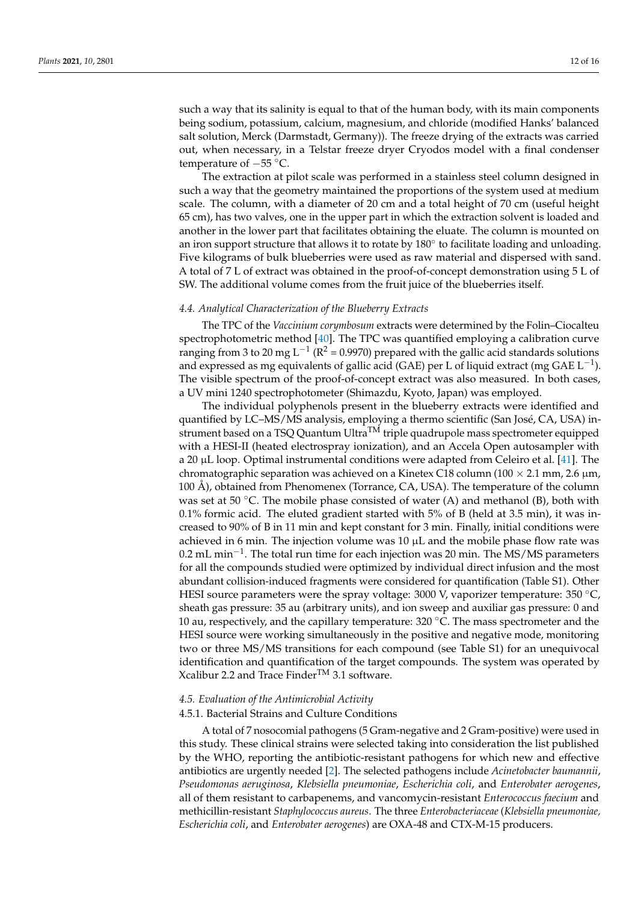such a way that its salinity is equal to that of the human body, with its main components being sodium, potassium, calcium, magnesium, and chloride (modified Hanks' balanced salt solution, Merck (Darmstadt, Germany)). The freeze drying of the extracts was carried out, when necessary, in a Telstar freeze dryer Cryodos model with a final condenser temperature of −55 °C.

The extraction at pilot scale was performed in a stainless steel column designed in such a way that the geometry maintained the proportions of the system used at medium scale. The column, with a diameter of 20 cm and a total height of 70 cm (useful height 65 cm), has two valves, one in the upper part in which the extraction solvent is loaded and another in the lower part that facilitates obtaining the eluate. The column is mounted on an iron support structure that allows it to rotate by 180° to facilitate loading and unloading. Five kilograms of bulk blueberries were used as raw material and dispersed with sand. A total of 7 L of extract was obtained in the proof-of-concept demonstration using 5 L of SW. The additional volume comes from the fruit juice of the blueberries itself.

### *4.4. Analytical Characterization of the Blueberry Extracts*

The TPC of the *Vaccinium corymbosum* extracts were determined by the Folin–Ciocalteu spectrophotometric method [40]. The TPC was quantified employing a calibration curve ranging from 3 to 20 mg $L^{-1}$ ($R^2$ = 0.9970) prepared with the gallic acid standards solutions and expressed as mg equivalents of gallic acid (GAE) per L of liquid extract (mg GAE $L^{-1}$). The visible spectrum of the proof-of-concept extract was also measured. In both cases, a UV mini 1240 spectrophotometer (Shimazdu, Kyoto, Japan) was employed.

The individual polyphenols present in the blueberry extracts were identified and quantified by LC–MS/MS analysis, employing a thermo scientific (San José, CA, USA) instrument based on a TSQ Quantum Ultra™ triple quadrupole mass spectrometer equipped with a HESI-II (heated electrospray ionization), and an Accela Open autosampler with a 20 µL loop. Optimal instrumental conditions were adapted from Celeiro et al. [41]. The chromatographic separation was achieved on a Kinetex C18 column (100 × 2.1 mm, 2.6 µm, 100 Å), obtained from Phenomenex (Torrance, CA, USA). The temperature of the column was set at 50 °C. The mobile phase consisted of water (A) and methanol (B), both with 0.1% formic acid. The eluted gradient started with 5% of B (held at 3.5 min), it was increased to 90% of B in 11 min and kept constant for 3 min. Finally, initial conditions were achieved in 6 min. The injection volume was 10 µL and the mobile phase flow rate was 0.2 mL $min^{-1}$. The total run time for each injection was 20 min. The MS/MS parameters for all the compounds studied were optimized by individual direct infusion and the most abundant collision-induced fragments were considered for quantification (Table S1). Other HESI source parameters were the spray voltage: 3000 V, vaporizer temperature: 350 °C, sheath gas pressure: 35 au (arbitrary units), and ion sweep and auxiliar gas pressure: 0 and 10 au, respectively, and the capillary temperature: 320 °C. The mass spectrometer and the HESI source were working simultaneously in the positive and negative mode, monitoring two or three MS/MS transitions for each compound (see Table S1) for an unequivocal identification and quantification of the target compounds. The system was operated by Xcalibur 2.2 and Trace Finder™ 3.1 software.

### *4.5. Evaluation of the Antimicrobial Activity*

#### 4.5.1. Bacterial Strains and Culture Conditions

A total of 7 nosocomial pathogens (5 Gram-negative and 2 Gram-positive) were used in this study. These clinical strains were selected taking into consideration the list published by the WHO, reporting the antibiotic-resistant pathogens for which new and effective antibiotics are urgently needed [2]. The selected pathogens include *Acinetobacter baumannii*, *Pseudomonas aeruginosa*, *Klebsiella pneumoniae*, *Escherichia coli*, and *Enterobater aerogenes*, all of them resistant to carbapenems, and vancomycin-resistant *Enterococcus faecium* and methicillin-resistant *Staphylococcus aureus*. The three *Enterobacteriaceae* (*Klebsiella pneumoniae, Escherichia coli*, and *Enterobater aerogenes*) are OXA-48 and CTX-M-15 producers.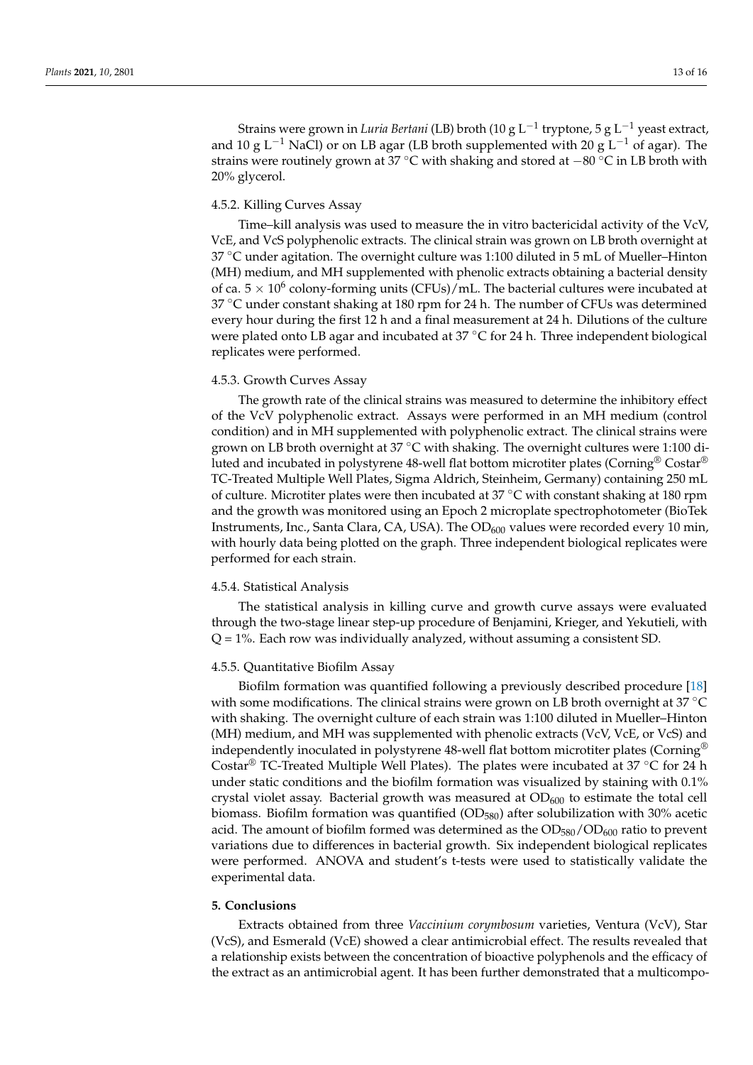Strains were grown in *Luria Bertani* (LB) broth (10 g $L^{-1}$ tryptone, 5 g $L^{-1}$ yeast extract, and 10 g $L^{-1}$ NaCl) or on LB agar (LB broth supplemented with 20 g $L^{-1}$ of agar). The strains were routinely grown at 37 °C with shaking and stored at −80 °C in LB broth with 20% glycerol.

#### 4.5.2. Killing Curves Assay

Time–kill analysis was used to measure the in vitro bactericidal activity of the VcV, VcE, and VcS polyphenolic extracts. The clinical strain was grown on LB broth overnight at 37 °C under agitation. The overnight culture was 1:100 diluted in 5 mL of Mueller–Hinton (MH) medium, and MH supplemented with phenolic extracts obtaining a bacterial density of ca. $5 \times 10^6$ colony-forming units (CFUs)/mL. The bacterial cultures were incubated at 37 °C under constant shaking at 180 rpm for 24 h. The number of CFUs was determined every hour during the first 12 h and a final measurement at 24 h. Dilutions of the culture were plated onto LB agar and incubated at 37 °C for 24 h. Three independent biological replicates were performed.

#### 4.5.3. Growth Curves Assay

The growth rate of the clinical strains was measured to determine the inhibitory effect of the VcV polyphenolic extract. Assays were performed in an MH medium (control condition) and in MH supplemented with polyphenolic extract. The clinical strains were grown on LB broth overnight at 37 °C with shaking. The overnight cultures were 1:100 diluted and incubated in polystyrene 48-well flat bottom microtiter plates (Corning® Costar® TC-Treated Multiple Well Plates, Sigma Aldrich, Steinheim, Germany) containing 250 mL of culture. Microtiter plates were then incubated at 37 °C with constant shaking at 180 rpm and the growth was monitored using an Epoch 2 microplate spectrophotometer (BioTek Instruments, Inc., Santa Clara, CA, USA). The $OD_{600}$ values were recorded every 10 min, with hourly data being plotted on the graph. Three independent biological replicates were performed for each strain.

#### 4.5.4. Statistical Analysis

The statistical analysis in killing curve and growth curve assays were evaluated through the two-stage linear step-up procedure of Benjamini, Krieger, and Yekutieli, with Q = 1%. Each row was individually analyzed, without assuming a consistent SD.

#### 4.5.5. Quantitative Biofilm Assay

Biofilm formation was quantified following a previously described procedure [18] with some modifications. The clinical strains were grown on LB broth overnight at 37 °C with shaking. The overnight culture of each strain was 1:100 diluted in Mueller–Hinton (MH) medium, and MH was supplemented with phenolic extracts (VcV, VcE, or VcS) and independently inoculated in polystyrene 48-well flat bottom microtiter plates (Corning® Costar® TC-Treated Multiple Well Plates). The plates were incubated at 37 °C for 24 h under static conditions and the biofilm formation was visualized by staining with 0.1% crystal violet assay. Bacterial growth was measured at $OD_{600}$ to estimate the total cell biomass. Biofilm formation was quantified ($OD_{580}$) after solubilization with 30% acetic acid. The amount of biofilm formed was determined as the $OD_{580}/OD_{600}$ ratio to prevent variations due to differences in bacterial growth. Six independent biological replicates were performed. ANOVA and student's t-tests were used to statistically validate the experimental data.

## 5. Conclusions

Extracts obtained from three *Vaccinium corymbosum* varieties, Ventura (VcV), Star (VcS), and Esmerald (VcE) showed a clear antimicrobial effect. The results revealed that a relationship exists between the concentration of bioactive polyphenols and the efficacy of the extract as an antimicrobial agent. It has been further demonstrated that a multicompo-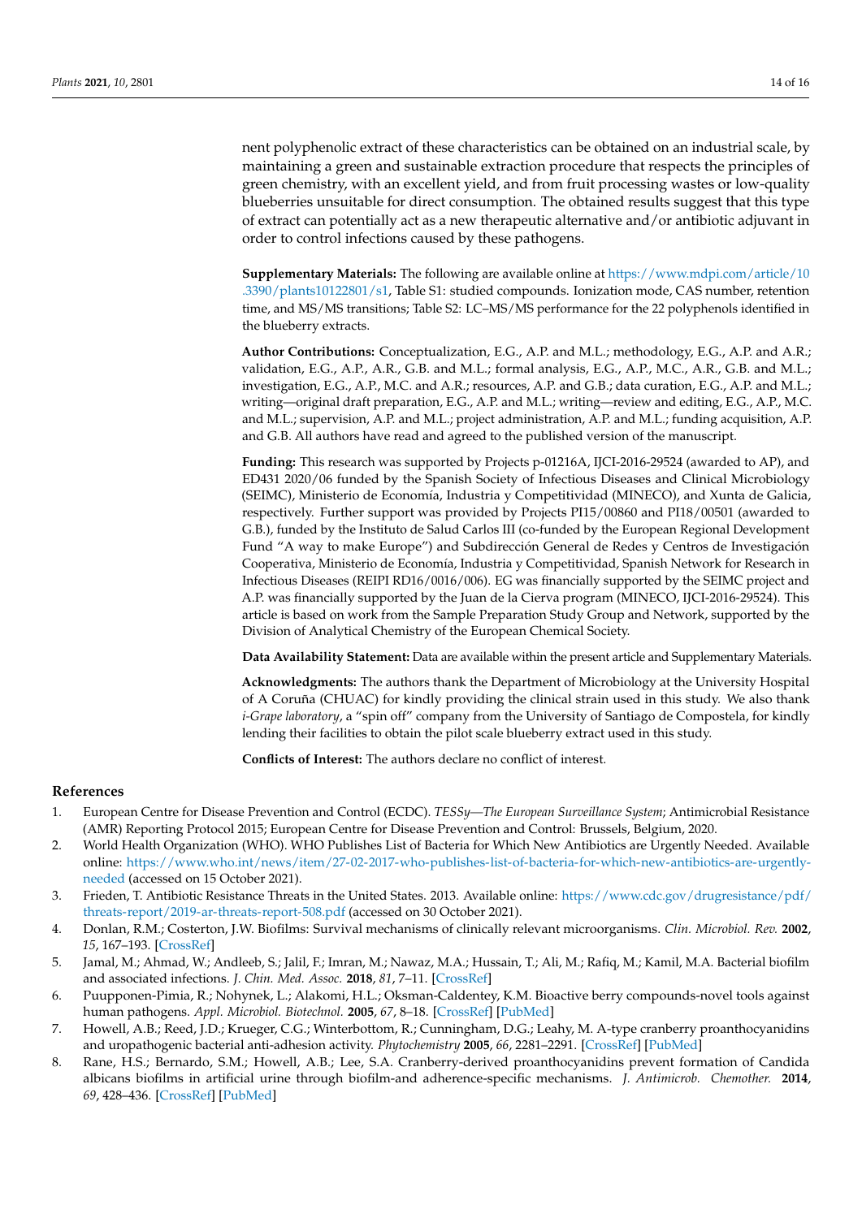nent polyphenolic extract of these characteristics can be obtained on an industrial scale, by maintaining a green and sustainable extraction procedure that respects the principles of green chemistry, with an excellent yield, and from fruit processing wastes or low-quality blueberries unsuitable for direct consumption. The obtained results suggest that this type of extract can potentially act as a new therapeutic alternative and/or antibiotic adjuvant in order to control infections caused by these pathogens.

**Supplementary Materials:** The following are available online at https://www.mdpi.com/article/10.3390/plants10122801/s1, Table S1: studied compounds. Ionization mode, CAS number, retention time, and MS/MS transitions; Table S2: LC–MS/MS performance for the 22 polyphenols identified in the blueberry extracts.

**Author Contributions:** Conceptualization, E.G., A.P. and M.L.; methodology, E.G., A.P. and A.R.; validation, E.G., A.P., A.R., G.B. and M.L.; formal analysis, E.G., A.P., M.C., A.R., G.B. and M.L.; investigation, E.G., A.P., M.C. and A.R.; resources, A.P. and G.B.; data curation, E.G., A.P. and M.L.; writing—original draft preparation, E.G., A.P. and M.L.; writing—review and editing, E.G., A.P., M.C. and M.L.; supervision, A.P. and M.L.; project administration, A.P. and M.L.; funding acquisition, A.P. and G.B. All authors have read and agreed to the published version of the manuscript.

**Funding:** This research was supported by Projects p-01216A, IJCI-2016-29524 (awarded to AP), and ED431 2020/06 funded by the Spanish Society of Infectious Diseases and Clinical Microbiology (SEIMC), Ministerio de Economía, Industria y Competitividad (MINECO), and Xunta de Galicia, respectively. Further support was provided by Projects PI15/00860 and PI18/00501 (awarded to G.B.), funded by the Instituto de Salud Carlos III (co-funded by the European Regional Development Fund "A way to make Europe") and Subdirección General de Redes y Centros de Investigación Cooperativa, Ministerio de Economía, Industria y Competitividad, Spanish Network for Research in Infectious Diseases (REIPI RD16/0016/006). EG was financially supported by the SEIMC project and A.P. was financially supported by the Juan de la Cierva program (MINECO, IJCI-2016-29524). This article is based on work from the Sample Preparation Study Group and Network, supported by the Division of Analytical Chemistry of the European Chemical Society.

**Data Availability Statement:** Data are available within the present article and Supplementary Materials.

**Acknowledgments:** The authors thank the Department of Microbiology at the University Hospital of A Coruña (CHUAC) for kindly providing the clinical strain used in this study. We also thank *i-Grape laboratory*, a "spin off" company from the University of Santiago de Compostela, for kindly lending their facilities to obtain the pilot scale blueberry extract used in this study.

**Conflicts of Interest:** The authors declare no conflict of interest.

## References

1. European Centre for Disease Prevention and Control (ECDC). *TESSy—The European Surveillance System*; Antimicrobial Resistance (AMR) Reporting Protocol 2015; European Centre for Disease Prevention and Control: Brussels, Belgium, 2020.
2. World Health Organization (WHO). WHO Publishes List of Bacteria for Which New Antibiotics are Urgently Needed. Available online: https://www.who.int/news/item/27-02-2017-who-publishes-list-of-bacteria-for-which-new-antibiotics-are-urgently-needed (accessed on 15 October 2021).
3. Frieden, T. Antibiotic Resistance Threats in the United States. 2013. Available online: https://www.cdc.gov/drugresistance/pdf/threats-report/2019-ar-threats-report-508.pdf (accessed on 30 October 2021).
4. Donlan, R.M.; Costerton, J.W. Biofilms: Survival mechanisms of clinically relevant microorganisms. *Clin. Microbiol. Rev.* **2002**, *15*, 167–193. [CrossRef]
5. Jamal, M.; Ahmad, W.; Andleeb, S.; Jalil, F.; Imran, M.; Nawaz, M.A.; Hussain, T.; Ali, M.; Rafiq, M.; Kamil, M.A. Bacterial biofilm and associated infections. *J. Chin. Med. Assoc.* **2018**, *81*, 7–11. [CrossRef]
6. Puupponen-Pimia, R.; Nohynek, L.; Alakomi, H.L.; Oksman-Caldentey, K.M. Bioactive berry compounds-novel tools against human pathogens. *Appl. Microbiol. Biotechnol.* **2005**, *67*, 8–18. [CrossRef] [PubMed]
7. Howell, A.B.; Reed, J.D.; Krueger, C.G.; Winterbottom, R.; Cunningham, D.G.; Leahy, M. A-type cranberry proanthocyanidins and uropathogenic bacterial anti-adhesion activity. *Phytochemistry* **2005**, *66*, 2281–2291. [CrossRef] [PubMed]
8. Rane, H.S.; Bernardo, S.M.; Howell, A.B.; Lee, S.A. Cranberry-derived proanthocyanidins prevent formation of Candida albicans biofilms in artificial urine through biofilm-and adherence-specific mechanisms. *J. Antimicrob. Chemother.* **2014**, *69*, 428–436. [CrossRef] [PubMed]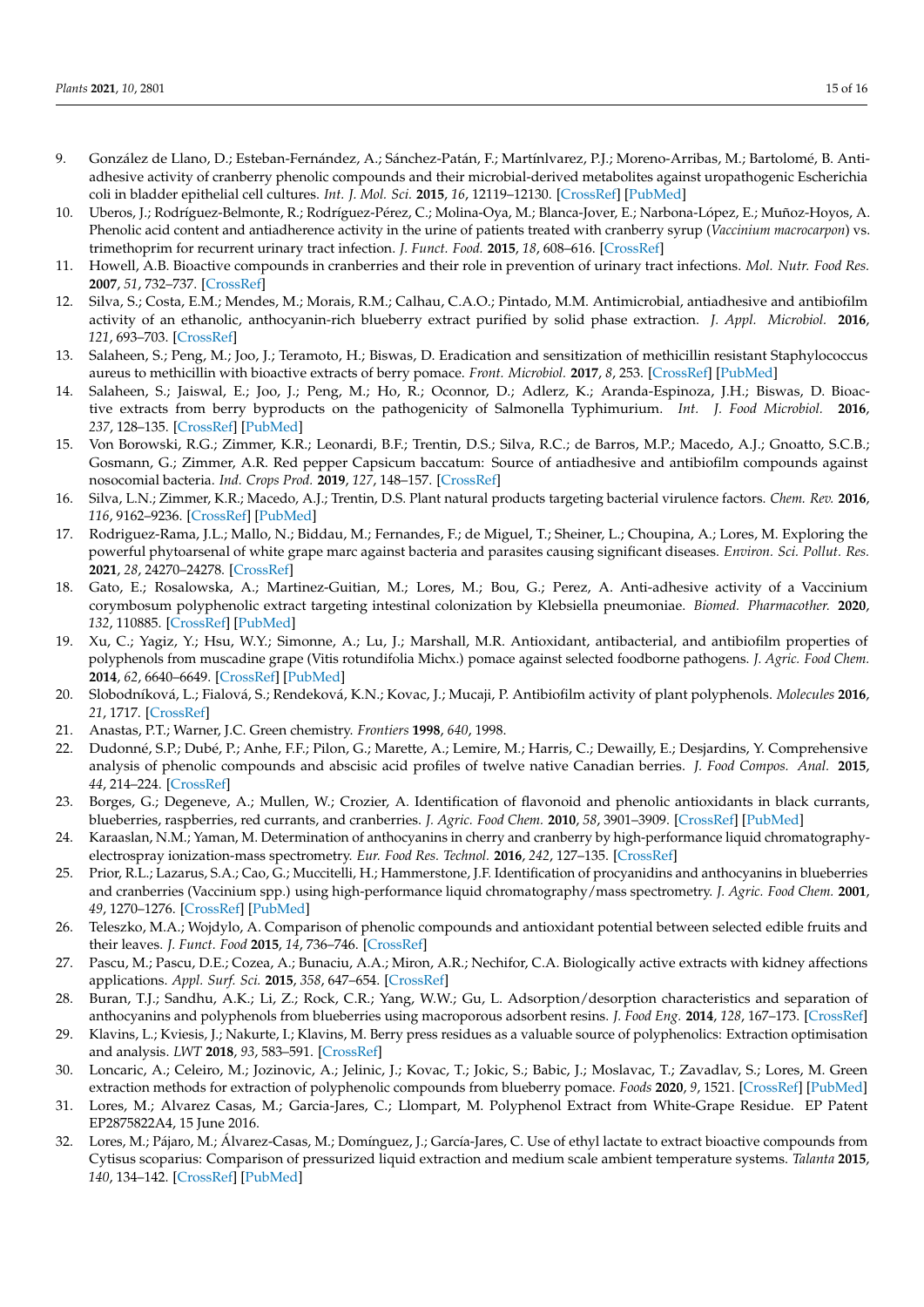9. González de Llano, D.; Esteban-Fernández, A.; Sánchez-Patán, F.; Martínlvarez, P.J.; Moreno-Arribas, M.; Bartolomé, B. Anti-adhesive activity of cranberry phenolic compounds and their microbial-derived metabolites against uropathogenic Escherichia coli in bladder epithelial cell cultures. *Int. J. Mol. Sci.* **2015**, *16*, 12119–12130. [CrossRef] [PubMed]
10. Uberos, J.; Rodríguez-Belmonte, R.; Rodríguez-Pérez, C.; Molina-Oya, M.; Blanca-Jover, E.; Narbona-López, E.; Muñoz-Hoyos, A. Phenolic acid content and antiadherence activity in the urine of patients treated with cranberry syrup (*Vaccinium macrocarpon*) vs. trimethoprim for recurrent urinary tract infection. *J. Funct. Food.* **2015**, *18*, 608–616. [CrossRef]
11. Howell, A.B. Bioactive compounds in cranberries and their role in prevention of urinary tract infections. *Mol. Nutr. Food Res.* **2007**, *51*, 732–737. [CrossRef]
12. Silva, S.; Costa, E.M.; Mendes, M.; Morais, R.M.; Calhau, C.A.O.; Pintado, M.M. Antimicrobial, antiadhesive and antibiofilm activity of an ethanolic, anthocyanin-rich blueberry extract purified by solid phase extraction. *J. Appl. Microbiol.* **2016**, *121*, 693–703. [CrossRef]
13. Salaheen, S.; Peng, M.; Joo, J.; Teramoto, H.; Biswas, D. Eradication and sensitization of methicillin resistant Staphylococcus aureus to methicillin with bioactive extracts of berry pomace. *Front. Microbiol.* **2017**, *8*, 253. [CrossRef] [PubMed]
14. Salaheen, S.; Jaiswal, E.; Joo, J.; Peng, M.; Ho, R.; Oconnor, D.; Adlerz, K.; Aranda-Espinoza, J.H.; Biswas, D. Bioactive extracts from berry byproducts on the pathogenicity of Salmonella Typhimurium. *Int. J. Food Microbiol.* **2016**, *237*, 128–135. [CrossRef] [PubMed]
15. Von Borowski, R.G.; Zimmer, K.R.; Leonardi, B.F.; Trentin, D.S.; Silva, R.C.; de Barros, M.P.; Macedo, A.J.; Gnoatto, S.C.B.; Gosmann, G.; Zimmer, A.R. Red pepper Capsicum baccatum: Source of antiadhesive and antibiofilm compounds against nosocomial bacteria. *Ind. Crops Prod.* **2019**, *127*, 148–157. [CrossRef]
16. Silva, L.N.; Zimmer, K.R.; Macedo, A.J.; Trentin, D.S. Plant natural products targeting bacterial virulence factors. *Chem. Rev.* **2016**, *116*, 9162–9236. [CrossRef] [PubMed]
17. Rodriguez-Rama, J.L.; Mallo, N.; Biddau, M.; Fernandes, F.; de Miguel, T.; Sheiner, L.; Choupina, A.; Lores, M. Exploring the powerful phytoarsenal of white grape marc against bacteria and parasites causing significant diseases. *Environ. Sci. Pollut. Res.* **2021**, *28*, 24270–24278. [CrossRef]
18. Gato, E.; Rosalowska, A.; Martinez-Guitian, M.; Lores, M.; Bou, G.; Perez, A. Anti-adhesive activity of a Vaccinium corymbosum polyphenolic extract targeting intestinal colonization by Klebsiella pneumoniae. *Biomed. Pharmacother.* **2020**, *132*, 110885. [CrossRef] [PubMed]
19. Xu, C.; Yagiz, Y.; Hsu, W.Y.; Simonne, A.; Lu, J.; Marshall, M.R. Antioxidant, antibacterial, and antibiofilm properties of polyphenols from muscadine grape (Vitis rotundifolia Michx.) pomace against selected foodborne pathogens. *J. Agric. Food Chem.* **2014**, *62*, 6640–6649. [CrossRef] [PubMed]
20. Slobodníková, L.; Fialová, S.; Rendeková, K.N.; Kovac, J.; Mucaji, P. Antibiofilm activity of plant polyphenols. *Molecules* **2016**, *21*, 1717. [CrossRef]
21. Anastas, P.T.; Warner, J.C. Green chemistry. *Frontiers* **1998**, *640*, 1998.
22. Dudonné, S.P.; Dubé, P.; Anhe, F.F.; Pilon, G.; Marette, A.; Lemire, M.; Harris, C.; Dewailly, E.; Desjardins, Y. Comprehensive analysis of phenolic compounds and abscisic acid profiles of twelve native Canadian berries. *J. Food Compos. Anal.* **2015**, *44*, 214–224. [CrossRef]
23. Borges, G.; Degeneve, A.; Mullen, W.; Crozier, A. Identification of flavonoid and phenolic antioxidants in black currants, blueberries, raspberries, red currants, and cranberries. *J. Agric. Food Chem.* **2010**, *58*, 3901–3909. [CrossRef] [PubMed]
24. Karaaslan, N.M.; Yaman, M. Determination of anthocyanins in cherry and cranberry by high-performance liquid chromatography-electrospray ionization-mass spectrometry. *Eur. Food Res. Technol.* **2016**, *242*, 127–135. [CrossRef]
25. Prior, R.L.; Lazarus, S.A.; Cao, G.; Muccitelli, H.; Hammerstone, J.F. Identification of procyanidins and anthocyanins in blueberries and cranberries (Vaccinium spp.) using high-performance liquid chromatography/mass spectrometry. *J. Agric. Food Chem.* **2001**, *49*, 1270–1276. [CrossRef] [PubMed]
26. Teleszko, M.A.; Wojdylo, A. Comparison of phenolic compounds and antioxidant potential between selected edible fruits and their leaves. *J. Funct. Food* **2015**, *14*, 736–746. [CrossRef]
27. Pascu, M.; Pascu, D.E.; Cozea, A.; Bunaciu, A.A.; Miron, A.R.; Nechifor, C.A. Biologically active extracts with kidney affections applications. *Appl. Surf. Sci.* **2015**, *358*, 647–654. [CrossRef]
28. Buran, T.J.; Sandhu, A.K.; Li, Z.; Rock, C.R.; Yang, W.W.; Gu, L. Adsorption/desorption characteristics and separation of anthocyanins and polyphenols from blueberries using macroporous adsorbent resins. *J. Food Eng.* **2014**, *128*, 167–173. [CrossRef]
29. Klavins, L.; Kviesis, J.; Nakurte, I.; Klavins, M. Berry press residues as a valuable source of polyphenolics: Extraction optimisation and analysis. *LWT* **2018**, *93*, 583–591. [CrossRef]
30. Loncaric, A.; Celeiro, M.; Jozinovic, A.; Jelinic, J.; Kovac, T.; Jokic, S.; Babic, J.; Moslavac, T.; Zavadlav, S.; Lores, M. Green extraction methods for extraction of polyphenolic compounds from blueberry pomace. *Foods* **2020**, *9*, 1521. [CrossRef] [PubMed]
31. Lores, M.; Alvarez Casas, M.; Garcia-Jares, C.; Llompart, M. Polyphenol Extract from White-Grape Residue. EP Patent EP2875822A4, 15 June 2016.
32. Lores, M.; Pájaro, M.; Álvarez-Casas, M.; Domínguez, J.; García-Jares, C. Use of ethyl lactate to extract bioactive compounds from Cytisus scoparius: Comparison of pressurized liquid extraction and medium scale ambient temperature systems. *Talanta* **2015**, *140*, 134–142. [CrossRef] [PubMed]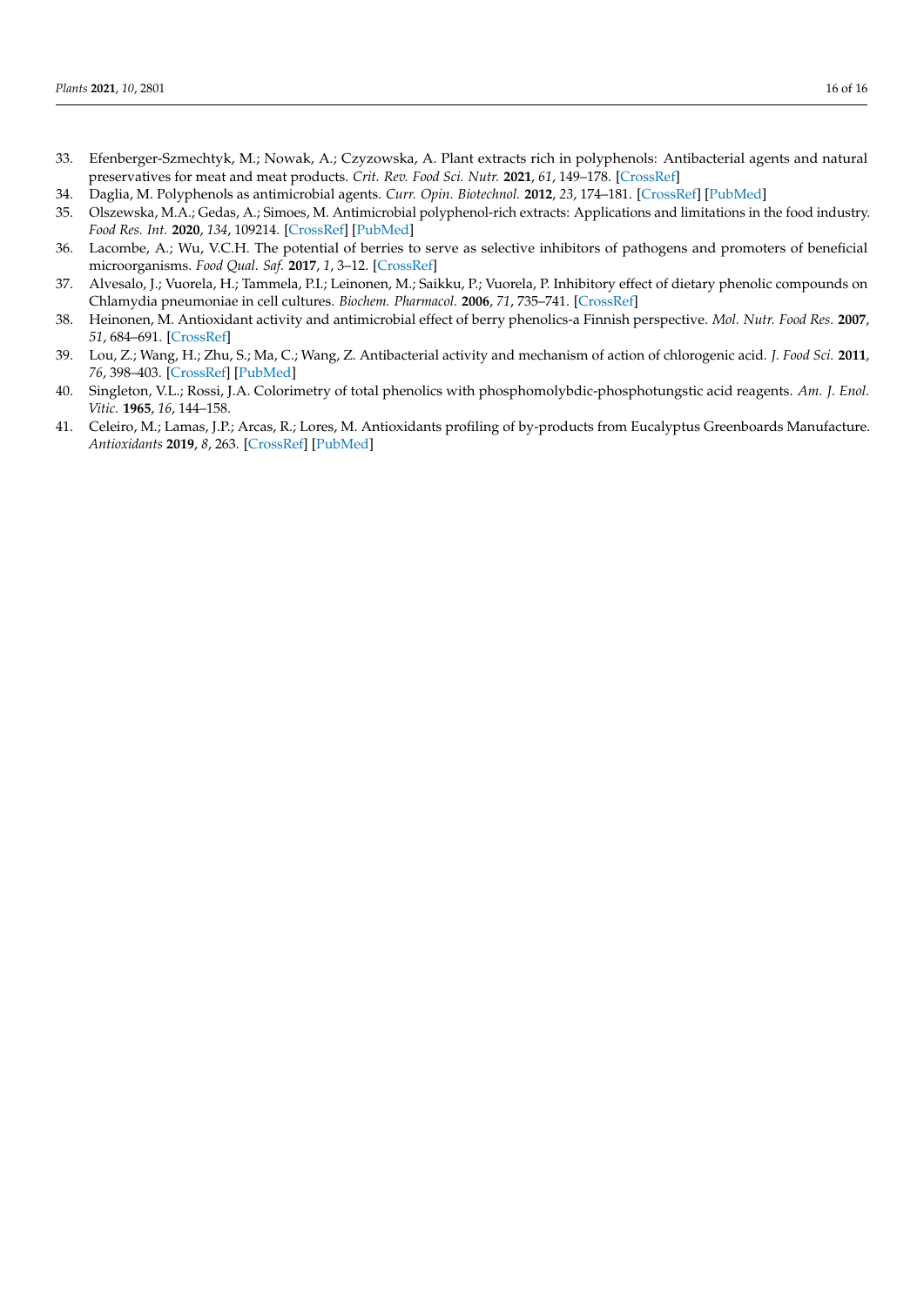33. Efenberger-Szmechtyk, M.; Nowak, A.; Czyzowska, A. Plant extracts rich in polyphenols: Antibacterial agents and natural preservatives for meat and meat products. *Crit. Rev. Food Sci. Nutr.* **2021**, *61*, 149–178. [CrossRef]
34. Daglia, M. Polyphenols as antimicrobial agents. *Curr. Opin. Biotechnol.* **2012**, *23*, 174–181. [CrossRef] [PubMed]
35. Olszewska, M.A.; Gedas, A.; Simoes, M. Antimicrobial polyphenol-rich extracts: Applications and limitations in the food industry. *Food Res. Int.* **2020**, *134*, 109214. [CrossRef] [PubMed]
36. Lacombe, A.; Wu, V.C.H. The potential of berries to serve as selective inhibitors of pathogens and promoters of beneficial microorganisms. *Food Qual. Saf.* **2017**, *1*, 3–12. [CrossRef]
37. Alvesalo, J.; Vuorela, H.; Tammela, P.I.; Leinonen, M.; Saikku, P.; Vuorela, P. Inhibitory effect of dietary phenolic compounds on Chlamydia pneumoniae in cell cultures. *Biochem. Pharmacol.* **2006**, *71*, 735–741. [CrossRef]
38. Heinonen, M. Antioxidant activity and antimicrobial effect of berry phenolics-a Finnish perspective. *Mol. Nutr. Food Res.* **2007**, *51*, 684–691. [CrossRef]
39. Lou, Z.; Wang, H.; Zhu, S.; Ma, C.; Wang, Z. Antibacterial activity and mechanism of action of chlorogenic acid. *J. Food Sci.* **2011**, *76*, 398–403. [CrossRef] [PubMed]
40. Singleton, V.L.; Rossi, J.A. Colorimetry of total phenolics with phosphomolybdic-phosphotungstic acid reagents. *Am. J. Enol. Vitic.* **1965**, *16*, 144–158.
41. Celeiro, M.; Lamas, J.P.; Arcas, R.; Lores, M. Antioxidants profiling of by-products from Eucalyptus Greenboards Manufacture. *Antioxidants* **2019**, *8*, 263. [CrossRef] [PubMed]